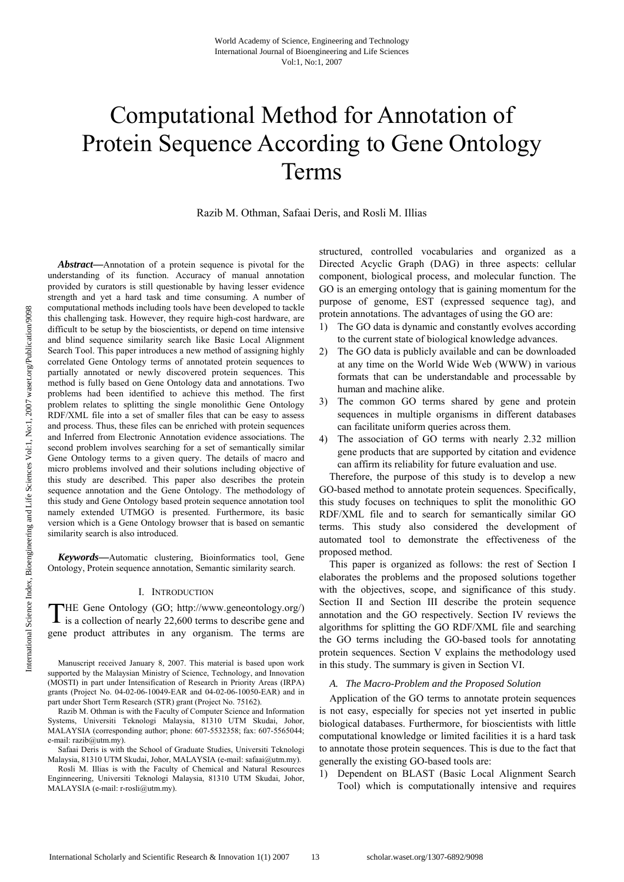# Computational Method for Annotation of Protein Sequence According to Gene Ontology Terms

Razib M. Othman, Safaai Deris, and Rosli M. Illias

***Abstract*—**Annotation of a protein sequence is pivotal for the understanding of its function. Accuracy of manual annotation provided by curators is still questionable by having lesser evidence strength and yet a hard task and time consuming. A number of computational methods including tools have been developed to tackle this challenging task. However, they require high-cost hardware, are difficult to be setup by the bioscientists, or depend on time intensive and blind sequence similarity search like Basic Local Alignment Search Tool. This paper introduces a new method of assigning highly correlated Gene Ontology terms of annotated protein sequences to partially annotated or newly discovered protein sequences. This method is fully based on Gene Ontology data and annotations. Two problems had been identified to achieve this method. The first problem relates to splitting the single monolithic Gene Ontology RDF/XML file into a set of smaller files that can be easy to assess and process. Thus, these files can be enriched with protein sequences and Inferred from Electronic Annotation evidence associations. The second problem involves searching for a set of semantically similar Gene Ontology terms to a given query. The details of macro and micro problems involved and their solutions including objective of this study are described. This paper also describes the protein sequence annotation and the Gene Ontology. The methodology of this study and Gene Ontology based protein sequence annotation tool namely extended UTMGO is presented. Furthermore, its basic version which is a Gene Ontology browser that is based on semantic similarity search is also introduced.

***Keywords*—**Automatic clustering, Bioinformatics tool, Gene Ontology, Protein sequence annotation, Semantic similarity search.

## I. Introduction

THE Gene Ontology (GO; http://www.geneontology.org/) is a collection of nearly 22,600 terms to describe gene and gene product attributes in any organism. The terms are structured, controlled vocabularies and organized as a Directed Acyclic Graph (DAG) in three aspects: cellular component, biological process, and molecular function. The GO is an emerging ontology that is gaining momentum for the purpose of genome, EST (expressed sequence tag), and protein annotations. The advantages of using the GO are:

1) The GO data is dynamic and constantly evolves according to the current state of biological knowledge advances.
2) The GO data is publicly available and can be downloaded at any time on the World Wide Web (WWW) in various formats that can be understandable and processable by human and machine alike.
3) The common GO terms shared by gene and protein sequences in multiple organisms in different databases can facilitate uniform queries across them.
4) The association of GO terms with nearly 2.32 million gene products that are supported by citation and evidence can affirm its reliability for future evaluation and use.

Therefore, the purpose of this study is to develop a new GO-based method to annotate protein sequences. Specifically, this study focuses on techniques to split the monolithic GO RDF/XML file and to search for semantically similar GO terms. This study also considered the development of automated tool to demonstrate the effectiveness of the proposed method.

This paper is organized as follows: the rest of Section I elaborates the problems and the proposed solutions together with the objectives, scope, and significance of this study. Section II and Section III describe the protein sequence annotation and the GO respectively. Section IV reviews the algorithms for splitting the GO RDF/XML file and searching the GO terms including the GO-based tools for annotating protein sequences. Section V explains the methodology used in this study. The summary is given in Section VI.

### *A. The Macro-Problem and the Proposed Solution*

Application of the GO terms to annotate protein sequences is not easy, especially for species not yet inserted in public biological databases. Furthermore, for bioscientists with little computational knowledge or limited facilities it is a hard task to annotate those protein sequences. This is due to the fact that generally the existing GO-based tools are:

1) Dependent on BLAST (Basic Local Alignment Search Tool) which is computationally intensive and requires

---

Manuscript received January 8, 2007. This material is based upon work supported by the Malaysian Ministry of Science, Technology, and Innovation (MOSTI) in part under Intensification of Research in Priority Areas (IRPA) grants (Project No. 04-02-06-10049-EAR and 04-02-06-10050-EAR) and in part under Short Term Research (STR) grant (Project No. 75162).

Razib M. Othman is with the Faculty of Computer Science and Information Systems, Universiti Teknologi Malaysia, 81310 UTM Skudai, Johor, MALAYSIA (corresponding author; phone: 607-5532358; fax: 607-5565044; e-mail: razib@utm.my).

Safaai Deris is with the School of Graduate Studies, Universiti Teknologi Malaysia, 81310 UTM Skudai, Johor, MALAYSIA (e-mail: safaai@utm.my).

Rosli M. Illias is with the Faculty of Chemical and Natural Resources Enginneering, Universiti Teknologi Malaysia, 81310 UTM Skudai, Johor, MALAYSIA (e-mail: r-rosli@utm.my).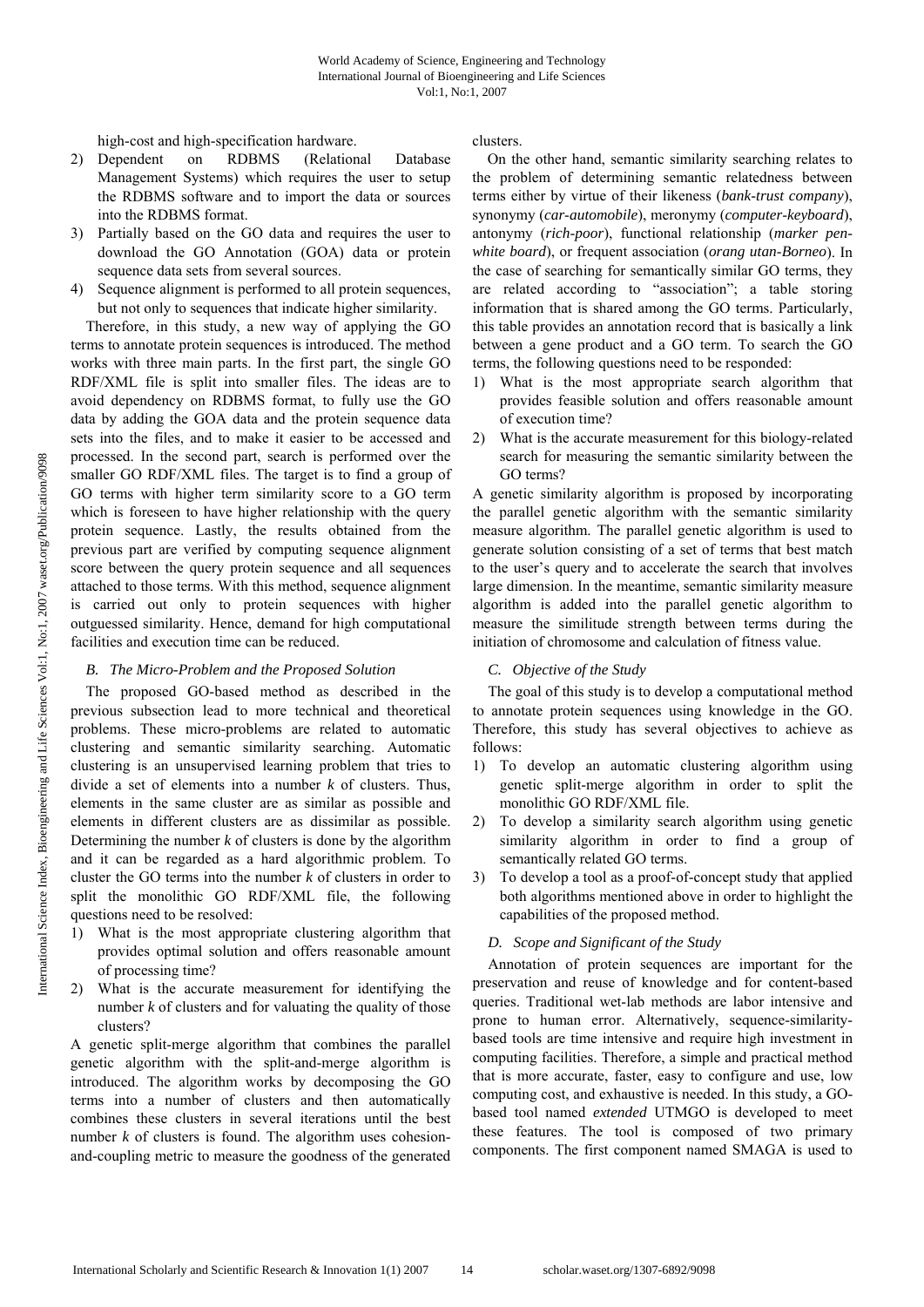high-cost and high-specification hardware.

2) Dependent on RDBMS (Relational Database Management Systems) which requires the user to setup the RDBMS software and to import the data or sources into the RDBMS format.
3) Partially based on the GO data and requires the user to download the GO Annotation (GOA) data or protein sequence data sets from several sources.
4) Sequence alignment is performed to all protein sequences, but not only to sequences that indicate higher similarity.

Therefore, in this study, a new way of applying the GO terms to annotate protein sequences is introduced. The method works with three main parts. In the first part, the single GO RDF/XML file is split into smaller files. The ideas are to avoid dependency on RDBMS format, to fully use the GO data by adding the GOA data and the protein sequence data sets into the files, and to make it easier to be accessed and processed. In the second part, search is performed over the smaller GO RDF/XML files. The target is to find a group of GO terms with higher term similarity score to a GO term which is foreseen to have higher relationship with the query protein sequence. Lastly, the results obtained from the previous part are verified by computing sequence alignment score between the query protein sequence and all sequences attached to those terms. With this method, sequence alignment is carried out only to protein sequences with higher outguessed similarity. Hence, demand for high computational facilities and execution time can be reduced.

### *B. The Micro-Problem and the Proposed Solution*

The proposed GO-based method as described in the previous subsection lead to more technical and theoretical problems. These micro-problems are related to automatic clustering and semantic similarity searching. Automatic clustering is an unsupervised learning problem that tries to divide a set of elements into a number *k* of clusters. Thus, elements in the same cluster are as similar as possible and elements in different clusters are as dissimilar as possible. Determining the number *k* of clusters is done by the algorithm and it can be regarded as a hard algorithmic problem. To cluster the GO terms into the number *k* of clusters in order to split the monolithic GO RDF/XML file, the following questions need to be resolved:

1) What is the most appropriate clustering algorithm that provides optimal solution and offers reasonable amount of processing time?
2) What is the accurate measurement for identifying the number *k* of clusters and for valuating the quality of those clusters?

A genetic split-merge algorithm that combines the parallel genetic algorithm with the split-and-merge algorithm is introduced. The algorithm works by decomposing the GO terms into a number of clusters and then automatically combines these clusters in several iterations until the best number *k* of clusters is found. The algorithm uses cohesion-and-coupling metric to measure the goodness of the generated clusters.

On the other hand, semantic similarity searching relates to the problem of determining semantic relatedness between terms either by virtue of their likeness (*bank-trust company*), synonymy (*car-automobile*), meronymy (*computer-keyboard*), antonymy (*rich-poor*), functional relationship (*marker pen-white board*), or frequent association (*orang utan-Borneo*). In the case of searching for semantically similar GO terms, they are related according to "association"; a table storing information that is shared among the GO terms. Particularly, this table provides an annotation record that is basically a link between a gene product and a GO term. To search the GO terms, the following questions need to be responded:

1) What is the most appropriate search algorithm that provides feasible solution and offers reasonable amount of execution time?
2) What is the accurate measurement for this biology-related search for measuring the semantic similarity between the GO terms?

A genetic similarity algorithm is proposed by incorporating the parallel genetic algorithm with the semantic similarity measure algorithm. The parallel genetic algorithm is used to generate solution consisting of a set of terms that best match to the user's query and to accelerate the search that involves large dimension. In the meantime, semantic similarity measure algorithm is added into the parallel genetic algorithm to measure the similitude strength between terms during the initiation of chromosome and calculation of fitness value.

### *C. Objective of the Study*

The goal of this study is to develop a computational method to annotate protein sequences using knowledge in the GO. Therefore, this study has several objectives to achieve as follows:

1) To develop an automatic clustering algorithm using genetic split-merge algorithm in order to split the monolithic GO RDF/XML file.
2) To develop a similarity search algorithm using genetic similarity algorithm in order to find a group of semantically related GO terms.
3) To develop a tool as a proof-of-concept study that applied both algorithms mentioned above in order to highlight the capabilities of the proposed method.

### *D. Scope and Significant of the Study*

Annotation of protein sequences are important for the preservation and reuse of knowledge and for content-based queries. Traditional wet-lab methods are labor intensive and prone to human error. Alternatively, sequence-similarity-based tools are time intensive and require high investment in computing facilities. Therefore, a simple and practical method that is more accurate, faster, easy to configure and use, low computing cost, and exhaustive is needed. In this study, a GO-based tool named *extended* UTMGO is developed to meet these features. The tool is composed of two primary components. The first component named SMAGA is used to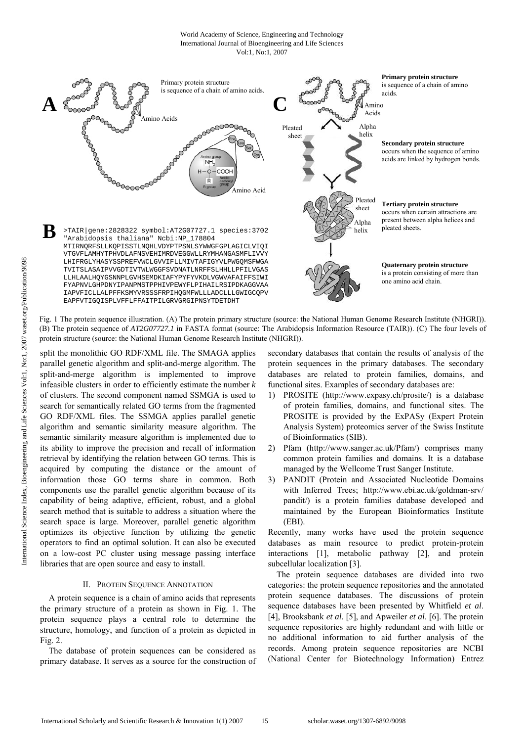A — Primary protein structure is sequence of a chain of amino acids. Amino Acids. Amino Acid. Amino group $NH_2$, H—C—COOH, R (R-group), Acidic carboxyl group. Phe, Leu, Ser, Cys

B

```
>TAIR|gene:2828322 symbol:AT2G07727.1 species:3702
"Arabidopsis thaliana" Ncbi:NP_178804
MTIRNQRFSLLKQPISSTLNQHLVDYPTPSNLSYWWGFGPLAGICLVIQI
VTGVFLAMHYTPHVDLAFNSVEHIMRDVEGGWLLRYMHANGASMFLIVVY
LHIFRGLYHASYSSPREFVWCLGVVIFLLMIVTAFIGYVLPWGQMSFWGA
TVITSLASAIPVVGDTIVTWLWGGFSVDNATLNRFFSLHHLLPFILVGAS
LLHLAALHQYGSNNPLGVHSEMDKIAFYPYFYVKDLVGWVAFAIFFSIWI
FYAPNVLGHPDNYIPANPMSTPPHIVPEWYFLPIHAILRSIPDKAGGVAA
IAPVFICLLALPFFKSMYVRSSSFRPIHQGMFWLLLADCLLLGWIGCQPV
EAPFVTIGQISPLVFFLFFAITPILGRVGRGIPNSYTDETDHT
```

C

**Primary protein structure** is sequence of a chain of amino acids.

**Secondary protein structure** occurs when the sequence of amino acids are linked by hydrogen bonds.

**Tertiary protein structure** occurs when certain attractions are present between alpha helices and pleated sheets.

**Quaternary protein structure** is a protein consisting of more than one amino acid chain.

Fig. 1 The protein sequence illustration. (A) The protein primary structure (source: the National Human Genome Research Institute (NHGRI)). (B) The protein sequence of *AT2G07727.1* in FASTA format (source: The Arabidopsis Information Resource (TAIR)). (C) The four levels of protein structure (source: the National Human Genome Research Institute (NHGRI)).

split the monolithic GO RDF/XML file. The SMAGA applies parallel genetic algorithm and split-and-merge algorithm. The split-and-merge algorithm is implemented to improve infeasible clusters in order to efficiently estimate the number *k* of clusters. The second component named SSMGA is used to search for semantically related GO terms from the fragmented GO RDF/XML files. The SSMGA applies parallel genetic algorithm and semantic similarity measure algorithm. The semantic similarity measure algorithm is implemented due to its ability to improve the precision and recall of information retrieval by identifying the relation between GO terms. This is acquired by computing the distance or the amount of information those GO terms share in common. Both components use the parallel genetic algorithm because of its capability of being adaptive, efficient, robust, and a global search method that is suitable to address a situation where the search space is large. Moreover, parallel genetic algorithm optimizes its objective function by utilizing the genetic operators to find an optimal solution. It can also be executed on a low-cost PC cluster using message passing interface libraries that are open source and easy to install.

## II. Protein Sequence Annotation

A protein sequence is a chain of amino acids that represents the primary structure of a protein as shown in Fig. 1. The protein sequence plays a central role to determine the structure, homology, and function of a protein as depicted in Fig. 2.

The database of protein sequences can be considered as primary database. It serves as a source for the construction of secondary databases that contain the results of analysis of the protein sequences in the primary databases. The secondary databases are related to protein families, domains, and functional sites. Examples of secondary databases are:

1) PROSITE (http://www.expasy.ch/prosite/) is a database of protein families, domains, and functional sites. The PROSITE is provided by the ExPASy (Expert Protein Analysis System) proteomics server of the Swiss Institute of Bioinformatics (SIB).
2) Pfam (http://www.sanger.ac.uk/Pfam/) comprises many common protein families and domains. It is a database managed by the Wellcome Trust Sanger Institute.
3) PANDIT (Protein and Associated Nucleotide Domains with Inferred Trees; http://www.ebi.ac.uk/goldman-srv/pandit/) is a protein families database developed and maintained by the European Bioinformatics Institute (EBI).

Recently, many works have used the protein sequence databases as main resource to predict protein-protein interactions [1], metabolic pathway [2], and protein subcellular localization [3].

The protein sequence databases are divided into two categories: the protein sequence repositories and the annotated protein sequence databases. The discussions of protein sequence databases have been presented by Whitfield *et al*. [4], Brooksbank *et al*. [5], and Apweiler *et al*. [6]. The protein sequence repositories are highly redundant and with little or no additional information to aid further analysis of the records. Among protein sequence repositories are NCBI (National Center for Biotechnology Information) Entrez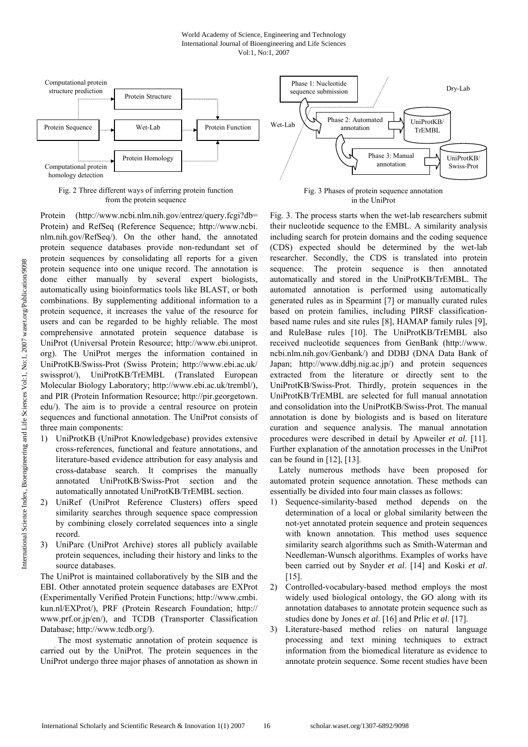Fig. 2 Three different ways of inferring protein function from the protein sequence

Fig. 3 Phases of protein sequence annotation in the UniProt

Protein (http://www.ncbi.nlm.nih.gov/entrez/query.fcgi?db=Protein) and RefSeq (Reference Sequence; http://www.ncbi.nlm.nih.gov/RefSeq/). On the other hand, the annotated protein sequence databases provide non-redundant set of protein sequences by consolidating all reports for a given protein sequence into one unique record. The annotation is done either manually by several expert biologists, automatically using bioinformatics tools like BLAST, or both combinations. By supplementing additional information to a protein sequence, it increases the value of the resource for users and can be regarded to be highly reliable. The most comprehensive annotated protein sequence database is UniProt (Universal Protein Resource; http://www.ebi.uniprot.org). The UniProt merges the information contained in UniProtKB/Swiss-Prot (Swiss Protein; http://www.ebi.ac.uk/swissprot/), UniProtKB/TrEMBL (Translated European Molecular Biology Laboratory; http://www.ebi.ac.uk/trembl/), and PIR (Protein Information Resource; http://pir.georgetown.edu/). The aim is to provide a central resource on protein sequences and functional annotation. The UniProt consists of three main components:

1) UniProtKB (UniProt Knowledgebase) provides extensive cross-references, functional and feature annotations, and literature-based evidence attribution for easy analysis and cross-database search. It comprises the manually annotated UniProtKB/Swiss-Prot section and the automatically annotated UniProtKB/TrEMBL section.
2) UniRef (UniProt Reference Clusters) offers speed similarity searches through sequence space compression by combining closely correlated sequences into a single record.
3) UniParc (UniProt Archive) stores all publicly available protein sequences, including their history and links to the source databases.

The UniProt is maintained collaboratively by the SIB and the EBI. Other annotated protein sequence databases are EXProt (Experimentally Verified Protein Functions; http://www.cmbi.kun.nl/EXProt/), PRF (Protein Research Foundation; http://www.prf.or.jp/en/), and TCDB (Transporter Classification Database; http://www.tcdb.org/).

The most systematic annotation of protein sequence is carried out by the UniProt. The protein sequences in the UniProt undergo three major phases of annotation as shown in Fig. 3. The process starts when the wet-lab researchers submit their nucleotide sequence to the EMBL. A similarity analysis including search for protein domains and the coding sequence (CDS) expected should be determined by the wet-lab researcher. Secondly, the CDS is translated into protein sequence. The protein sequence is then annotated automatically and stored in the UniProtKB/TrEMBL. The automated annotation is performed using automatically generated rules as in Spearmint [7] or manually curated rules based on protein families, including PIRSF classification-based name rules and site rules [8], HAMAP family rules [9], and RuleBase rules [10]. The UniProtKB/TrEMBL also received nucleotide sequences from GenBank (http://www.ncbi.nlm.nih.gov/Genbank/) and DDBJ (DNA Data Bank of Japan; http://www.ddbj.nig.ac.jp/) and protein sequences extracted from the literature or directly sent to the UniProtKB/Swiss-Prot. Thirdly, protein sequences in the UniProtKB/TrEMBL are selected for full manual annotation and consolidation into the UniProtKB/Swiss-Prot. The manual annotation is done by biologists and is based on literature curation and sequence analysis. The manual annotation procedures were described in detail by Apweiler *et al*. [11]. Further explanation of the annotation processes in the UniProt can be found in [12], [13].

Lately numerous methods have been proposed for automated protein sequence annotation. These methods can essentially be divided into four main classes as follows:

1) Sequence-similarity-based method depends on the determination of a local or global similarity between the not-yet annotated protein sequence and protein sequences with known annotation. This method uses sequence similarity search algorithms such as Smith-Waterman and Needleman-Wunsch algorithms. Examples of works have been carried out by Snyder *et al*. [14] and Koski *et al*. [15].
2) Controlled-vocabulary-based method employs the most widely used biological ontology, the GO along with its annotation databases to annotate protein sequence such as studies done by Jones *et al*. [16] and Prlic *et al*. [17].
3) Literature-based method relies on natural language processing and text mining techniques to extract information from the biomedical literature as evidence to annotate protein sequence. Some recent studies have been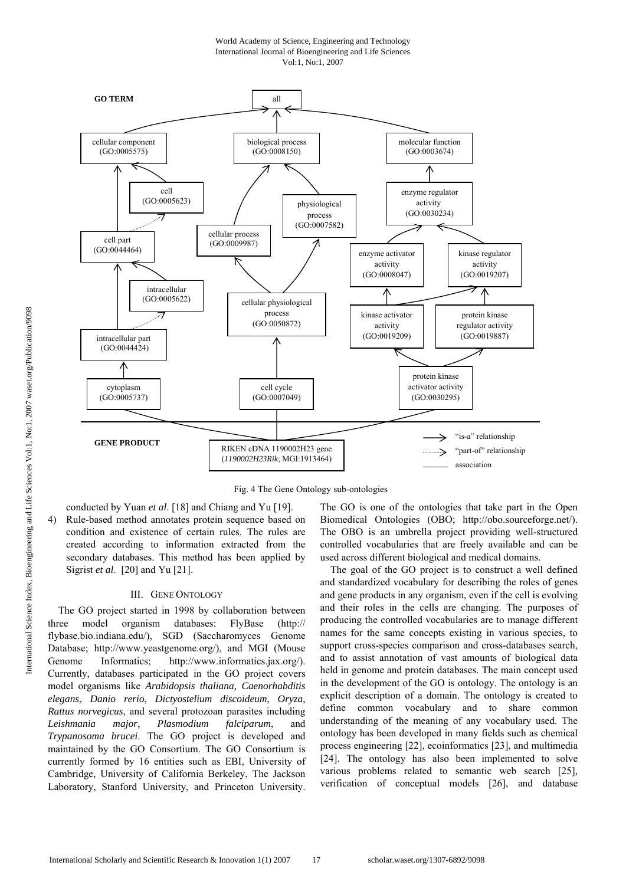Fig. 4 The Gene Ontology sub-ontologies

conducted by Yuan *et al*. [18] and Chiang and Yu [19].

4) Rule-based method annotates protein sequence based on condition and existence of certain rules. The rules are created according to information extracted from the secondary databases. This method has been applied by Sigrist *et al*. [20] and Yu [21].

## III. Gene Ontology

The GO project started in 1998 by collaboration between three model organism databases: FlyBase (http:// flybase.bio.indiana.edu/), SGD (Saccharomyces Genome Database; http://www.yeastgenome.org/), and MGI (Mouse Genome Informatics; http://www.informatics.jax.org/). Currently, databases participated in the GO project covers model organisms like *Arabidopsis thaliana, Caenorhabditis elegans*, *Danio rerio*, *Dictyostelium discoideum*, *Oryza*, *Rattus norvegicus*, and several protozoan parasites including *Leishmania major*, *Plasmodium falciparum*, and *Trypanosoma brucei*. The GO project is developed and maintained by the GO Consortium. The GO Consortium is currently formed by 16 entities such as EBI, University of Cambridge, University of California Berkeley, The Jackson Laboratory, Stanford University, and Princeton University. The GO is one of the ontologies that take part in the Open Biomedical Ontologies (OBO; http://obo.sourceforge.net/). The OBO is an umbrella project providing well-structured controlled vocabularies that are freely available and can be used across different biological and medical domains.

The goal of the GO project is to construct a well defined and standardized vocabulary for describing the roles of genes and gene products in any organism, even if the cell is evolving and their roles in the cells are changing. The purposes of producing the controlled vocabularies are to manage different names for the same concepts existing in various species, to support cross-species comparison and cross-databases search, and to assist annotation of vast amounts of biological data held in genome and protein databases. The main concept used in the development of the GO is ontology. The ontology is an explicit description of a domain. The ontology is created to define common vocabulary and to share common understanding of the meaning of any vocabulary used. The ontology has been developed in many fields such as chemical process engineering [22], ecoinformatics [23], and multimedia [24]. The ontology has also been implemented to solve various problems related to semantic web search [25], verification of conceptual models [26], and database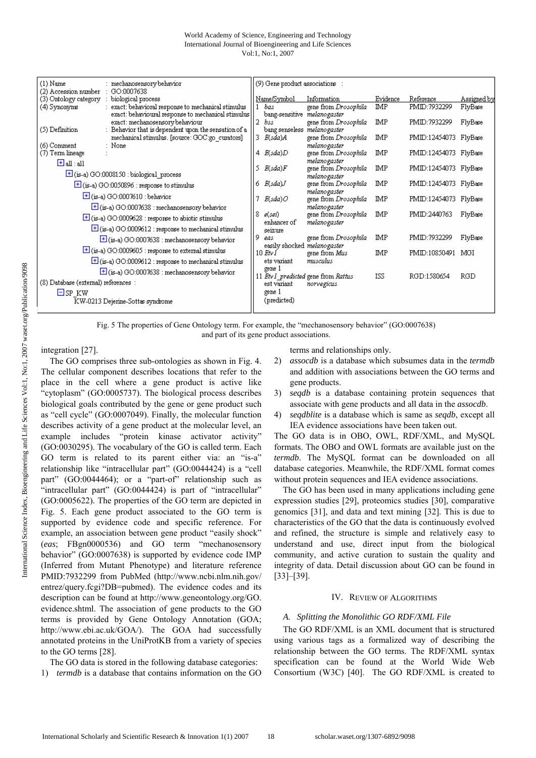(1) Name : mechanosensory behavior
(2) Accession number : GO:0007638
(3) Ontology category : biological process
(4) Synonyms : exact: behavioral response to mechanical stimulus
exact: behavioural response to mechanical stimulus
exact: mechanosensory behaviour
(5) Definition : Behavior that is dependent upon the sensation of a mechanical stimulus. [source: GOC:go_curators]
(6) Comment : None
(7) Term lineage :

- all : all
  - (is-a) GO:0008150 : biological_process
    - (is-a) GO:0050896 : response to stimulus
      - (is-a) GO:0007610 : behavior
        - (is-a) GO:0007638 : mechanosensory behavior
      - (is-a) GO:0009628 : response to abiotic stimulus
        - (is-a) GO:0009612 : response to mechanical stimulus
          - (is-a) GO:0007638 : mechanosensory behavior
      - (is-a) GO:0009605 : response to external stimulus
        - (is-a) GO:0009612 : response to mechanical stimulus
          - (is-a) GO:0007638 : mechanosensory behavior

(8) Database (external) references :

- SP_KW
  - KW-0213 Dejerine-Sottas syndrome

(9) Gene product associations :

| | Name/Symbol | Information | Evidence | Reference | Assigned by |
|---|---|---|---|---|---|
| 1 | *bas* bang-sensitive | gene from *Drosophila melanogaster* | IMP | PMID:7932299 | FlyBase |
| 2 | *bss* bang senseless | gene from *Drosophila melanogaster* | IMP | PMID:7932299 | FlyBase |
| 3 | *E(sda)A* | gene from *Drosophila melanogaster* | IMP | PMID:12454073 | FlyBase |
| 4 | *E(sda)D* | gene from *Drosophila melanogaster* | IMP | PMID:12454073 | FlyBase |
| 5 | *E(sda)F* | gene from *Drosophila melanogaster* | IMP | PMID:12454073 | FlyBase |
| 6 | *E(sda)J* | gene from *Drosophila melanogaster* | IMP | PMID:12454073 | FlyBase |
| 7 | *E(sda)O* | gene from *Drosophila melanogaster* | IMP | PMID:12454073 | FlyBase |
| 8 | *e(sei)* enhancer of seizure | gene from *Drosophila melanogaster* | IMP | PMID:2440763 | FlyBase |
| 9 | *eas* easily shocked | gene from *Drosophila melanogaster* | IMP | PMID:7932299 | FlyBase |
| 10 | *Etv1* ets variant gene 1 | gene from *Mus musculus* | IMP | PMID:10850491 | MGI |
| 11 | *Etv1_predicted* est variant gene 1 (predicted) | gene from *Rattus norvegicus* | ISS | RGD:1580654 | RGD |

Fig. 5 The properties of Gene Ontology term. For example, the "mechanosensory behavior" (GO:0007638) and part of its gene product associations.

integration [27].

The GO comprises three sub-ontologies as shown in Fig. 4. The cellular component describes locations that refer to the place in the cell where a gene product is active like "cytoplasm" (GO:0005737). The biological process describes biological goals contributed by the gene or gene product such as "cell cycle" (GO:0007049). Finally, the molecular function describes activity of a gene product at the molecular level, an example includes "protein kinase activator activity" (GO:0030295). The vocabulary of the GO is called term. Each GO term is related to its parent either via: an "is-a" relationship like "intracellular part" (GO:0044424) is a "cell part" (GO:0044464); or a "part-of" relationship such as "intracellular part" (GO:0044424) is part of "intracellular" (GO:0005622). The properties of the GO term are depicted in Fig. 5. Each gene product associated to the GO term is supported by evidence code and specific reference. For example, an association between gene product "easily shock" (*eas*; FBgn0000536) and GO term "mechanosensory behavior" (GO:0007638) is supported by evidence code IMP (Inferred from Mutant Phenotype) and literature reference PMID:7932299 from PubMed (http://www.ncbi.nlm.nih.gov/entrez/query.fcgi?DB=pubmed). The evidence codes and its description can be found at http://www.geneontology.org/GO.evidence.shtml. The association of gene products to the GO terms is provided by Gene Ontology Annotation (GOA; http://www.ebi.ac.uk/GOA/). The GOA had successfully annotated proteins in the UniProtKB from a variety of species to the GO terms [28].

The GO data is stored in the following database categories:

1) *termdb* is a database that contains information on the GO terms and relationships only.
2) *assocdb* is a database which subsumes data in the *termdb* and addition with associations between the GO terms and gene products.
3) *seqdb* is a database containing protein sequences that associate with gene products and all data in the *assocdb*.
4) *seqdblite* is a database which is same as *seqdb*, except all IEA evidence associations have been taken out.

The GO data is in OBO, OWL, RDF/XML, and MySQL formats. The OBO and OWL formats are available just on the *termdb*. The MySQL format can be downloaded on all database categories. Meanwhile, the RDF/XML format comes without protein sequences and IEA evidence associations.

The GO has been used in many applications including gene expression studies [29], proteomics studies [30], comparative genomics [31], and data and text mining [32]. This is due to characteristics of the GO that the data is continuously evolved and refined, the structure is simple and relatively easy to understand and use, direct input from the biological community, and active curation to sustain the quality and integrity of data. Detail discussion about GO can be found in [33]–[39].

## IV. Review of Algorithms

### A. Splitting the Monolithic GO RDF/XML File

The GO RDF/XML is an XML document that is structured using various tags as a formalized way of describing the relationship between the GO terms. The RDF/XML syntax specification can be found at the World Wide Web Consortium (W3C) [40]. The GO RDF/XML is created to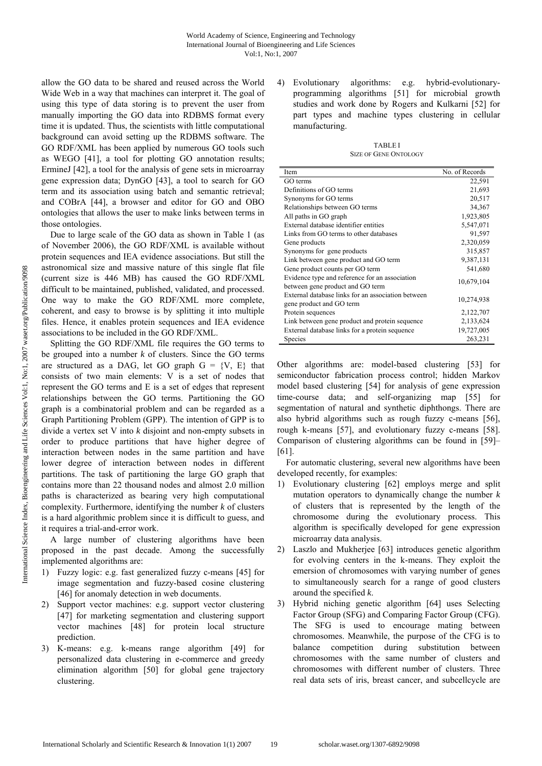allow the GO data to be shared and reused across the World Wide Web in a way that machines can interpret it. The goal of using this type of data storing is to prevent the user from manually importing the GO data into RDBMS format every time it is updated. Thus, the scientists with little computational background can avoid setting up the RDBMS software. The GO RDF/XML has been applied by numerous GO tools such as WEGO [41], a tool for plotting GO annotation results; ErmineJ [42], a tool for the analysis of gene sets in microarray gene expression data; DynGO [43], a tool to search for GO term and its association using batch and semantic retrieval; and COBrA [44], a browser and editor for GO and OBO ontologies that allows the user to make links between terms in those ontologies.

Due to large scale of the GO data as shown in Table 1 (as of November 2006), the GO RDF/XML is available without protein sequences and IEA evidence associations. But still the astronomical size and massive nature of this single flat file (current size is 446 MB) has caused the GO RDF/XML difficult to be maintained, published, validated, and processed. One way to make the GO RDF/XML more complete, coherent, and easy to browse is by splitting it into multiple files. Hence, it enables protein sequences and IEA evidence associations to be included in the GO RDF/XML.

Splitting the GO RDF/XML file requires the GO terms to be grouped into a number *k* of clusters. Since the GO terms are structured as a DAG, let GO graph G = {V, E} that consists of two main elements: V is a set of nodes that represent the GO terms and E is a set of edges that represent relationships between the GO terms. Partitioning the GO graph is a combinatorial problem and can be regarded as a Graph Partitioning Problem (GPP). The intention of GPP is to divide a vertex set V into *k* disjoint and non-empty subsets in order to produce partitions that have higher degree of interaction between nodes in the same partition and have lower degree of interaction between nodes in different partitions. The task of partitioning the large GO graph that contains more than 22 thousand nodes and almost 2.0 million paths is characterized as bearing very high computational complexity. Furthermore, identifying the number *k* of clusters is a hard algorithmic problem since it is difficult to guess, and it requires a trial-and-error work.

A large number of clustering algorithms have been proposed in the past decade. Among the successfully implemented algorithms are:

1) Fuzzy logic: e.g. fast generalized fuzzy c-means [45] for image segmentation and fuzzy-based cosine clustering [46] for anomaly detection in web documents.
2) Support vector machines: e.g. support vector clustering [47] for marketing segmentation and clustering support vector machines [48] for protein local structure prediction.
3) K-means: e.g. k-means range algorithm [49] for personalized data clustering in e-commerce and greedy elimination algorithm [50] for global gene trajectory clustering.
4) Evolutionary algorithms: e.g. hybrid-evolutionary-programming algorithms [51] for microbial growth studies and work done by Rogers and Kulkarni [52] for part types and machine types clustering in cellular manufacturing.

TABLE I
SIZE OF GENE ONTOLOGY

| Item | No. of Records |
|---|---|
| GO terms | 22,591 |
| Definitions of GO terms | 21,693 |
| Synonyms for GO terms | 20,517 |
| Relationships between GO terms | 34,367 |
| All paths in GO graph | 1,923,805 |
| External database identifier entities | 5,547,071 |
| Links from GO terms to other databases | 91,597 |
| Gene products | 2,320,059 |
| Synonyms for gene products | 315,857 |
| Link between gene product and GO term | 9,387,131 |
| Gene product counts per GO term | 541,680 |
| Evidence type and reference for an association between gene product and GO term | 10,679,104 |
| External database links for an association between gene product and GO term | 10,274,938 |
| Protein sequences | 2,122,707 |
| Link between gene product and protein sequence | 2,133,624 |
| External database links for a protein sequence | 19,727,005 |
| Species | 263,231 |

Other algorithms are: model-based clustering [53] for semiconductor fabrication process control; hidden Markov model based clustering [54] for analysis of gene expression time-course data; and self-organizing map [55] for segmentation of natural and synthetic diphthongs. There are also hybrid algorithms such as rough fuzzy c-means [56], rough k-means [57], and evolutionary fuzzy c-means [58]. Comparison of clustering algorithms can be found in [59]–[61].

For automatic clustering, several new algorithms have been developed recently, for examples:

1) Evolutionary clustering [62] employs merge and split mutation operators to dynamically change the number *k* of clusters that is represented by the length of the chromosome during the evolutionary process. This algorithm is specifically developed for gene expression microarray data analysis.
2) Laszlo and Mukherjee [63] introduces genetic algorithm for evolving centers in the k-means. They exploit the emersion of chromosomes with varying number of genes to simultaneously search for a range of good clusters around the specified *k*.
3) Hybrid niching genetic algorithm [64] uses Selecting Factor Group (SFG) and Comparing Factor Group (CFG). The SFG is used to encourage mating between chromosomes. Meanwhile, the purpose of the CFG is to balance competition during substitution between chromosomes with the same number of clusters and chromosomes with different number of clusters. Three real data sets of iris, breast cancer, and subcellcycle are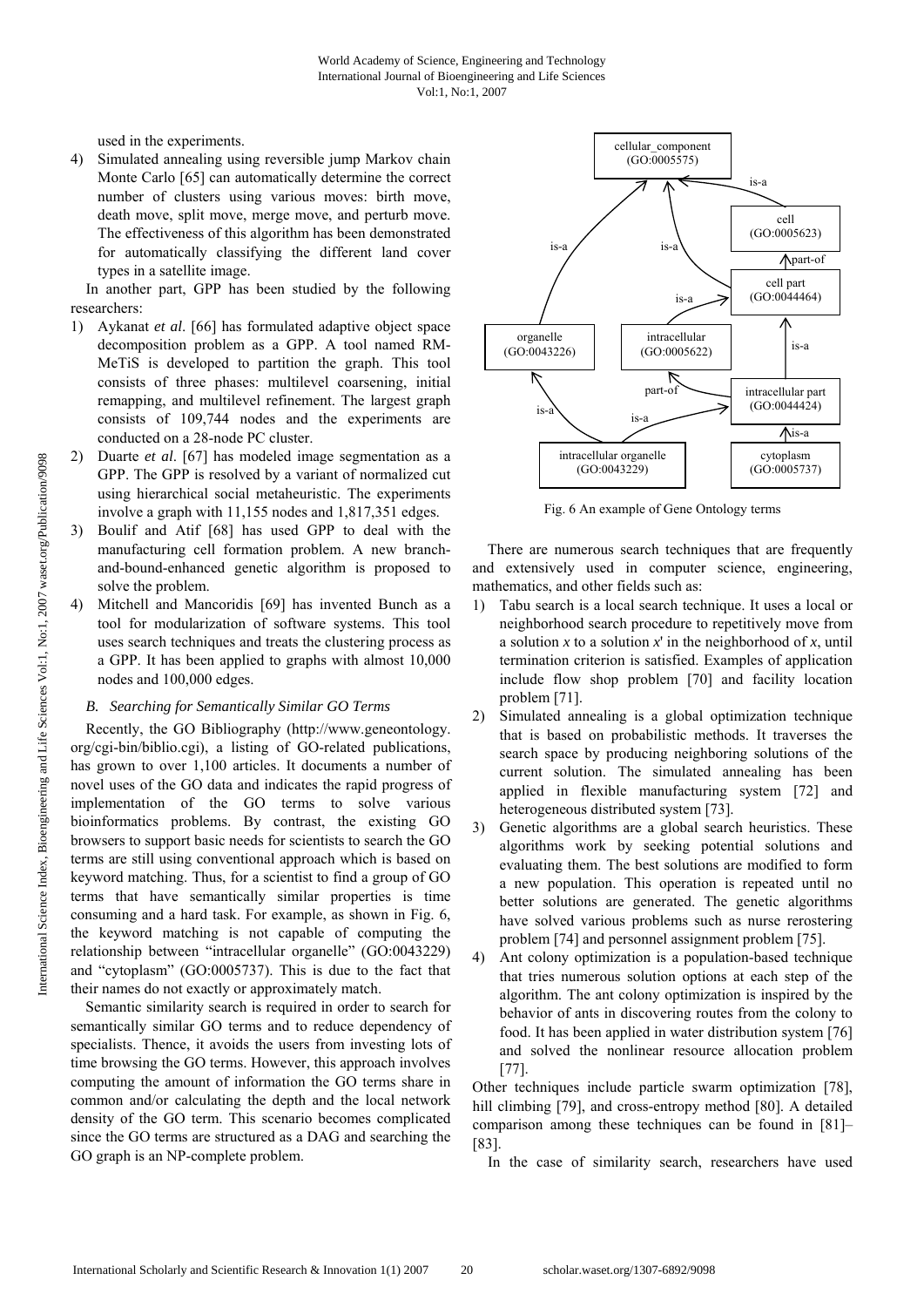used in the experiments.

4) Simulated annealing using reversible jump Markov chain Monte Carlo [65] can automatically determine the correct number of clusters using various moves: birth move, death move, split move, merge move, and perturb move. The effectiveness of this algorithm has been demonstrated for automatically classifying the different land cover types in a satellite image.

In another part, GPP has been studied by the following researchers:

1) Aykanat *et al*. [66] has formulated adaptive object space decomposition problem as a GPP. A tool named RM-MeTiS is developed to partition the graph. This tool consists of three phases: multilevel coarsening, initial remapping, and multilevel refinement. The largest graph consists of 109,744 nodes and the experiments are conducted on a 28-node PC cluster.
2) Duarte *et al*. [67] has modeled image segmentation as a GPP. The GPP is resolved by a variant of normalized cut using hierarchical social metaheuristic. The experiments involve a graph with 11,155 nodes and 1,817,351 edges.
3) Boulif and Atif [68] has used GPP to deal with the manufacturing cell formation problem. A new branch-and-bound-enhanced genetic algorithm is proposed to solve the problem.
4) Mitchell and Mancoridis [69] has invented Bunch as a tool for modularization of software systems. This tool uses search techniques and treats the clustering process as a GPP. It has been applied to graphs with almost 10,000 nodes and 100,000 edges.

### *B. Searching for Semantically Similar GO Terms*

Recently, the GO Bibliography (http://www.geneontology.org/cgi-bin/biblio.cgi), a listing of GO-related publications, has grown to over 1,100 articles. It documents a number of novel uses of the GO data and indicates the rapid progress of implementation of the GO terms to solve various bioinformatics problems. By contrast, the existing GO browsers to support basic needs for scientists to search the GO terms are still using conventional approach which is based on keyword matching. Thus, for a scientist to find a group of GO terms that have semantically similar properties is time consuming and a hard task. For example, as shown in Fig. 6, the keyword matching is not capable of computing the relationship between "intracellular organelle" (GO:0043229) and "cytoplasm" (GO:0005737). This is due to the fact that their names do not exactly or approximately match.

Semantic similarity search is required in order to search for semantically similar GO terms and to reduce dependency of specialists. Thence, it avoids the users from investing lots of time browsing the GO terms. However, this approach involves computing the amount of information the GO terms share in common and/or calculating the depth and the local network density of the GO term. This scenario becomes complicated since the GO terms are structured as a DAG and searching the GO graph is an NP-complete problem.

Fig. 6 An example of Gene Ontology terms

There are numerous search techniques that are frequently and extensively used in computer science, engineering, mathematics, and other fields such as:

1) Tabu search is a local search technique. It uses a local or neighborhood search procedure to repetitively move from a solution $x$ to a solution $x'$ in the neighborhood of $x$, until termination criterion is satisfied. Examples of application include flow shop problem [70] and facility location problem [71].
2) Simulated annealing is a global optimization technique that is based on probabilistic methods. It traverses the search space by producing neighboring solutions of the current solution. The simulated annealing has been applied in flexible manufacturing system [72] and heterogeneous distributed system [73].
3) Genetic algorithms are a global search heuristics. These algorithms work by seeking potential solutions and evaluating them. The best solutions are modified to form a new population. This operation is repeated until no better solutions are generated. The genetic algorithms have solved various problems such as nurse rerostering problem [74] and personnel assignment problem [75].
4) Ant colony optimization is a population-based technique that tries numerous solution options at each step of the algorithm. The ant colony optimization is inspired by the behavior of ants in discovering routes from the colony to food. It has been applied in water distribution system [76] and solved the nonlinear resource allocation problem [77].

Other techniques include particle swarm optimization [78], hill climbing [79], and cross-entropy method [80]. A detailed comparison among these techniques can be found in [81]–[83].

In the case of similarity search, researchers have used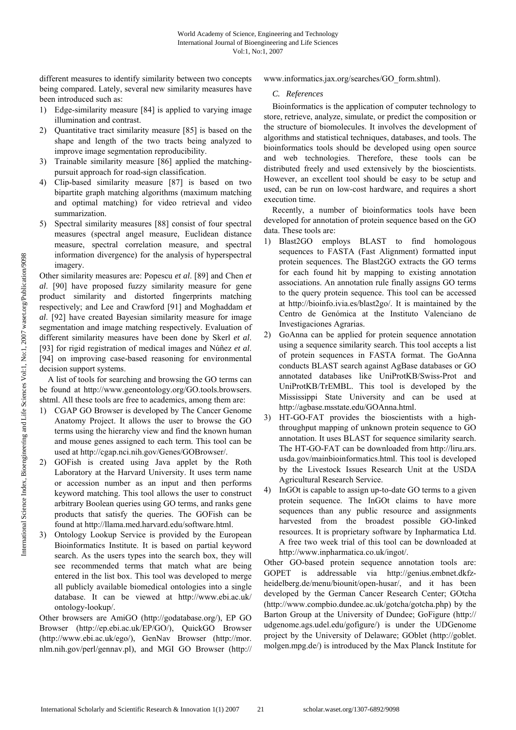different measures to identify similarity between two concepts being compared. Lately, several new similarity measures have been introduced such as:

1) Edge-similarity measure [84] is applied to varying image illumination and contrast.
2) Quantitative tract similarity measure [85] is based on the shape and length of the two tracts being analyzed to improve image segmentation reproducibility.
3) Trainable similarity measure [86] applied the matching-pursuit approach for road-sign classification.
4) Clip-based similarity measure [87] is based on two bipartite graph matching algorithms (maximum matching and optimal matching) for video retrieval and video summarization.
5) Spectral similarity measures [88] consist of four spectral measures (spectral angel measure, Euclidean distance measure, spectral correlation measure, and spectral information divergence) for the analysis of hyperspectral imagery.

Other similarity measures are: Popescu *et al*. [89] and Chen *et al*. [90] have proposed fuzzy similarity measure for gene product similarity and distorted fingerprints matching respectively; and Lee and Crawford [91] and Moghaddam *et al*. [92] have created Bayesian similarity measure for image segmentation and image matching respectively. Evaluation of different similarity measures have been done by Skerl *et al*. [93] for rigid registration of medical images and Núñez *et al*. [94] on improving case-based reasoning for environmental decision support systems.

A list of tools for searching and browsing the GO terms can be found at http://www.geneontology.org/GO.tools.browsers.shtml. All these tools are free to academics, among them are:

1) CGAP GO Browser is developed by The Cancer Genome Anatomy Project. It allows the user to browse the GO terms using the hierarchy view and find the known human and mouse genes assigned to each term. This tool can be used at http://cgap.nci.nih.gov/Genes/GOBrowser/.
2) GOFish is created using Java applet by the Roth Laboratory at the Harvard University. It uses term name or accession number as an input and then performs keyword matching. This tool allows the user to construct arbitrary Boolean queries using GO terms, and ranks gene products that satisfy the queries. The GOFish can be found at http://llama.med.harvard.edu/software.html.
3) Ontology Lookup Service is provided by the European Bioinformatics Institute. It is based on partial keyword search. As the users types into the search box, they will see recommended terms that match what are being entered in the list box. This tool was developed to merge all publicly available biomedical ontologies into a single database. It can be viewed at http://www.ebi.ac.uk/ontology-lookup/.

Other browsers are AmiGO (http://godatabase.org/), EP GO Browser (http://ep.ebi.ac.uk/EP/GO/), QuickGO Browser (http://www.ebi.ac.uk/ego/), GenNav Browser (http://mor.nlm.nih.gov/perl/gennav.pl), and MGI GO Browser (http://www.informatics.jax.org/searches/GO_form.shtml).

### *C. References*

Bioinformatics is the application of computer technology to store, retrieve, analyze, simulate, or predict the composition or the structure of biomolecules. It involves the development of algorithms and statistical techniques, databases, and tools. The bioinformatics tools should be developed using open source and web technologies. Therefore, these tools can be distributed freely and used extensively by the bioscientists. However, an excellent tool should be easy to be setup and used, can be run on low-cost hardware, and requires a short execution time.

Recently, a number of bioinformatics tools have been developed for annotation of protein sequence based on the GO data. These tools are:

1) Blast2GO employs BLAST to find homologous sequences to FASTA (Fast Alignment) formatted input protein sequences. The Blast2GO extracts the GO terms for each found hit by mapping to existing annotation associations. An annotation rule finally assigns GO terms to the query protein sequence. This tool can be accessed at http://bioinfo.ivia.es/blast2go/. It is maintained by the Centro de Genómica at the Instituto Valenciano de Investigaciones Agrarias.
2) GoAnna can be applied for protein sequence annotation using a sequence similarity search. This tool accepts a list of protein sequences in FASTA format. The GoAnna conducts BLAST search against AgBase databases or GO annotated databases like UniProtKB/Swiss-Prot and UniProtKB/TrEMBL. This tool is developed by the Mississippi State University and can be used at http://agbase.msstate.edu/GOAnna.html.
3) HT-GO-FAT provides the bioscientists with a high-throughput mapping of unknown protein sequence to GO annotation. It uses BLAST for sequence similarity search. The HT-GO-FAT can be downloaded from http://liru.ars.usda.gov/mainbioinformatics.html. This tool is developed by the Livestock Issues Research Unit at the USDA Agricultural Research Service.
4) InGOt is capable to assign up-to-date GO terms to a given protein sequence. The InGOt claims to have more sequences than any public resource and assignments harvested from the broadest possible GO-linked resources. It is proprietary software by Inpharmatica Ltd. A free two week trial of this tool can be downloaded at http://www.inpharmatica.co.uk/ingot/.

Other GO-based protein sequence annotation tools are: GOPET is addressable via http://genius.embnet.dkfz-heidelberg.de/menu/biounit/open-husar/, and it has been developed by the German Cancer Research Center; GOtcha (http://www.compbio.dundee.ac.uk/gotcha/gotcha.php) by the Barton Group at the University of Dundee; GoFigure (http://udgenome.ags.udel.edu/gofigure/) is under the UDGenome project by the University of Delaware; GOblet (http://goblet.molgen.mpg.de/) is introduced by the Max Planck Institute for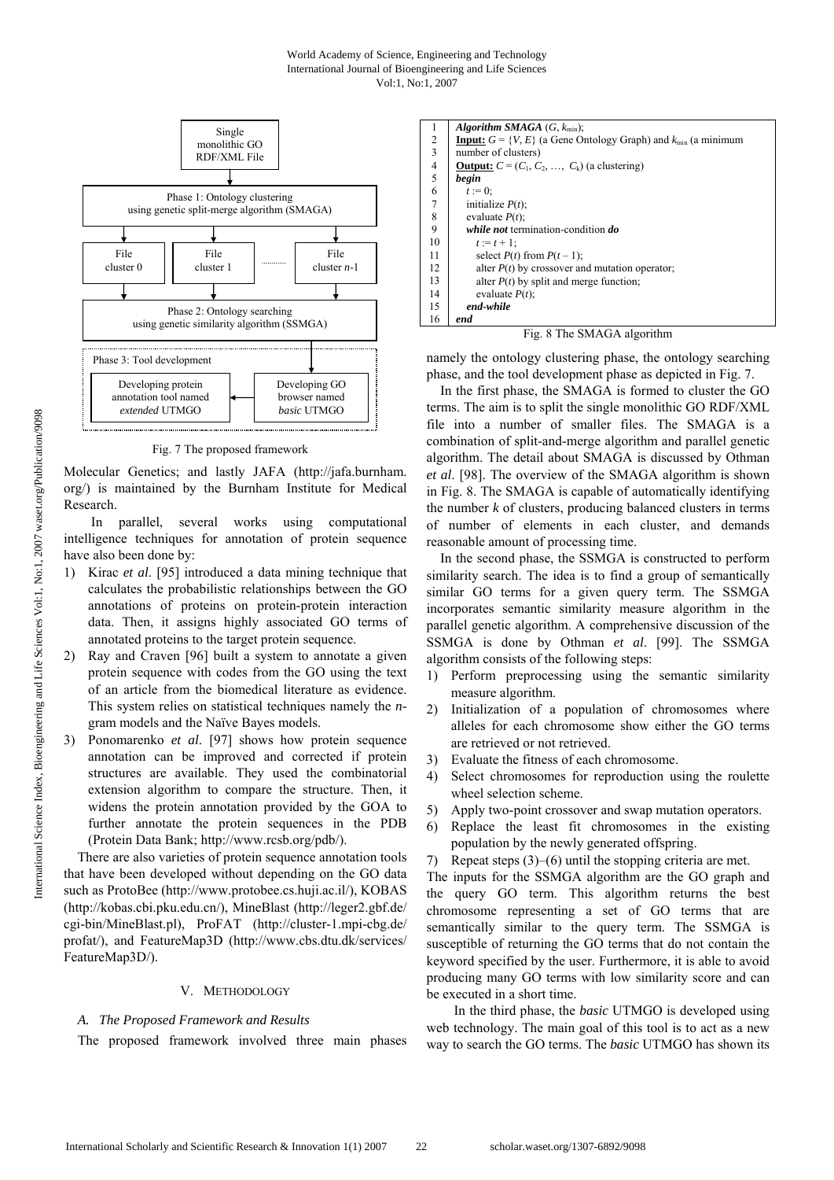Fig. 7 The proposed framework

Molecular Genetics; and lastly JAFA (http://jafa.burnham.org/) is maintained by the Burnham Institute for Medical Research.

In parallel, several works using computational intelligence techniques for annotation of protein sequence have also been done by:

1) Kirac *et al*. [95] introduced a data mining technique that calculates the probabilistic relationships between the GO annotations of proteins on protein-protein interaction data. Then, it assigns highly associated GO terms of annotated proteins to the target protein sequence.
2) Ray and Craven [96] built a system to annotate a given protein sequence with codes from the GO using the text of an article from the biomedical literature as evidence. This system relies on statistical techniques namely the *n*-gram models and the Naïve Bayes models.
3) Ponomarenko *et al*. [97] shows how protein sequence annotation can be improved and corrected if protein structures are available. They used the combinatorial extension algorithm to compare the structure. Then, it widens the protein annotation provided by the GOA to further annotate the protein sequences in the PDB (Protein Data Bank; http://www.rcsb.org/pdb/).

There are also varieties of protein sequence annotation tools that have been developed without depending on the GO data such as ProtoBee (http://www.protobee.cs.huji.ac.il/), KOBAS (http://kobas.cbi.pku.edu.cn/), MineBlast (http://leger2.gbf.de/cgi-bin/MineBlast.pl), ProFAT (http://cluster-1.mpi-cbg.de/profat/), and FeatureMap3D (http://www.cbs.dtu.dk/services/FeatureMap3D/).

## V. Methodology

### *A. The Proposed Framework and Results*

The proposed framework involved three main phases namely the ontology clustering phase, the ontology searching phase, and the tool development phase as depicted in Fig. 7.

```
1   Algorithm SMAGA (G, k_min);
2   Input: G = {V, E} (a Gene Ontology Graph) and k_min (a minimum
3   number of clusters)
4   Output: C = (C_1, C_2, …, C_k) (a clustering)
5   begin
6      t := 0;
7      initialize P(t);
8      evaluate P(t);
9      while not termination-condition do
10        t := t + 1;
11        select P(t) from P(t – 1);
12        alter P(t) by crossover and mutation operator;
13        alter P(t) by split and merge function;
14        evaluate P(t);
15     end-while
16  end
```

Fig. 8 The SMAGA algorithm

In the first phase, the SMAGA is formed to cluster the GO terms. The aim is to split the single monolithic GO RDF/XML file into a number of smaller files. The SMAGA is a combination of split-and-merge algorithm and parallel genetic algorithm. The detail about SMAGA is discussed by Othman *et al*. [98]. The overview of the SMAGA algorithm is shown in Fig. 8. The SMAGA is capable of automatically identifying the number $k$ of clusters, producing balanced clusters in terms of number of elements in each cluster, and demands reasonable amount of processing time.

In the second phase, the SSMGA is constructed to perform similarity search. The idea is to find a group of semantically similar GO terms for a given query term. The SSMGA incorporates semantic similarity measure algorithm in the parallel genetic algorithm. A comprehensive discussion of the SSMGA is done by Othman *et al*. [99]. The SSMGA algorithm consists of the following steps:

1) Perform preprocessing using the semantic similarity measure algorithm.
2) Initialization of a population of chromosomes where alleles for each chromosome show either the GO terms are retrieved or not retrieved.
3) Evaluate the fitness of each chromosome.
4) Select chromosomes for reproduction using the roulette wheel selection scheme.
5) Apply two-point crossover and swap mutation operators.
6) Replace the least fit chromosomes in the existing population by the newly generated offspring.
7) Repeat steps (3)–(6) until the stopping criteria are met.

The inputs for the SSMGA algorithm are the GO graph and the query GO term. This algorithm returns the best chromosome representing a set of GO terms that are semantically similar to the query term. The SSMGA is susceptible of returning the GO terms that do not contain the keyword specified by the user. Furthermore, it is able to avoid producing many GO terms with low similarity score and can be executed in a short time.

In the third phase, the *basic* UTMGO is developed using web technology. The main goal of this tool is to act as a new way to search the GO terms. The *basic* UTMGO has shown its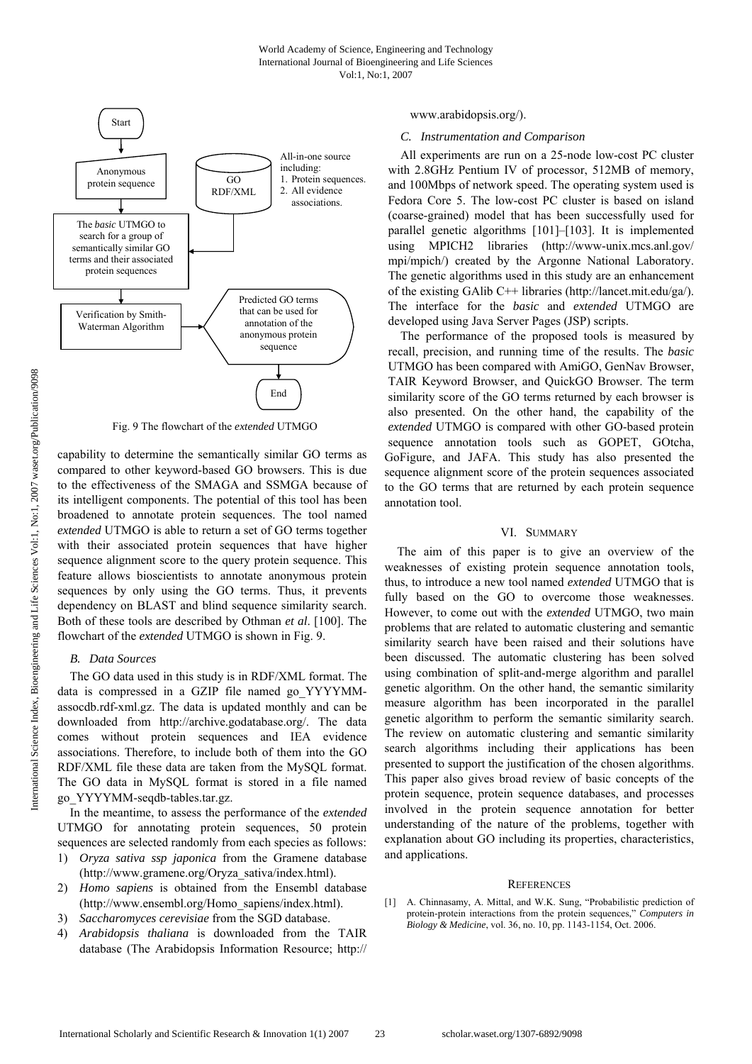Fig. 9 The flowchart of the *extended* UTMGO

capability to determine the semantically similar GO terms as compared to other keyword-based GO browsers. This is due to the effectiveness of the SMAGA and SSMGA because of its intelligent components. The potential of this tool has been broadened to annotate protein sequences. The tool named *extended* UTMGO is able to return a set of GO terms together with their associated protein sequences that have higher sequence alignment score to the query protein sequence. This feature allows bioscientists to annotate anonymous protein sequences by only using the GO terms. Thus, it prevents dependency on BLAST and blind sequence similarity search. Both of these tools are described by Othman *et al*. [100]. The flowchart of the *extended* UTMGO is shown in Fig. 9.

### *B. Data Sources*

The GO data used in this study is in RDF/XML format. The data is compressed in a GZIP file named go_YYYYMM-assocdb.rdf-xml.gz. The data is updated monthly and can be downloaded from http://archive.godatabase.org/. The data comes without protein sequences and IEA evidence associations. Therefore, to include both of them into the GO RDF/XML file these data are taken from the MySQL format. The GO data in MySQL format is stored in a file named go_YYYYMM-seqdb-tables.tar.gz.

In the meantime, to assess the performance of the *extended* UTMGO for annotating protein sequences, 50 protein sequences are selected randomly from each species as follows:

1) *Oryza sativa ssp japonica* from the Gramene database (http://www.gramene.org/Oryza_sativa/index.html).
2) *Homo sapiens* is obtained from the Ensembl database (http://www.ensembl.org/Homo_sapiens/index.html).
3) *Saccharomyces cerevisiae* from the SGD database.
4) *Arabidopsis thaliana* is downloaded from the TAIR database (The Arabidopsis Information Resource; http://www.arabidopsis.org/).

### *C. Instrumentation and Comparison*

All experiments are run on a 25-node low-cost PC cluster with 2.8GHz Pentium IV of processor, 512MB of memory, and 100Mbps of network speed. The operating system used is Fedora Core 5. The low-cost PC cluster is based on island (coarse-grained) model that has been successfully used for parallel genetic algorithms [101]–[103]. It is implemented using MPICH2 libraries (http://www-unix.mcs.anl.gov/mpi/mpich/) created by the Argonne National Laboratory. The genetic algorithms used in this study are an enhancement of the existing GAlib C++ libraries (http://lancet.mit.edu/ga/). The interface for the *basic* and *extended* UTMGO are developed using Java Server Pages (JSP) scripts.

The performance of the proposed tools is measured by recall, precision, and running time of the results. The *basic* UTMGO has been compared with AmiGO, GenNav Browser, TAIR Keyword Browser, and QuickGO Browser. The term similarity score of the GO terms returned by each browser is also presented. On the other hand, the capability of the *extended* UTMGO is compared with other GO-based protein sequence annotation tools such as GOPET, GOtcha, GoFigure, and JAFA. This study has also presented the sequence alignment score of the protein sequences associated to the GO terms that are returned by each protein sequence annotation tool.

## VI. Summary

The aim of this paper is to give an overview of the weaknesses of existing protein sequence annotation tools, thus, to introduce a new tool named *extended* UTMGO that is fully based on the GO to overcome those weaknesses. However, to come out with the *extended* UTMGO, two main problems that are related to automatic clustering and semantic similarity search have been raised and their solutions have been discussed. The automatic clustering has been solved using combination of split-and-merge algorithm and parallel genetic algorithm. On the other hand, the semantic similarity measure algorithm has been incorporated in the parallel genetic algorithm to perform the semantic similarity search. The review on automatic clustering and semantic similarity search algorithms including their applications has been presented to support the justification of the chosen algorithms. This paper also gives broad review of basic concepts of the protein sequence, protein sequence databases, and processes involved in the protein sequence annotation for better understanding of the nature of the problems, together with explanation about GO including its properties, characteristics, and applications.

## References

[1] A. Chinnasamy, A. Mittal, and W.K. Sung, "Probabilistic prediction of protein-protein interactions from the protein sequences," *Computers in Biology & Medicine*, vol. 36, no. 10, pp. 1143-1154, Oct. 2006.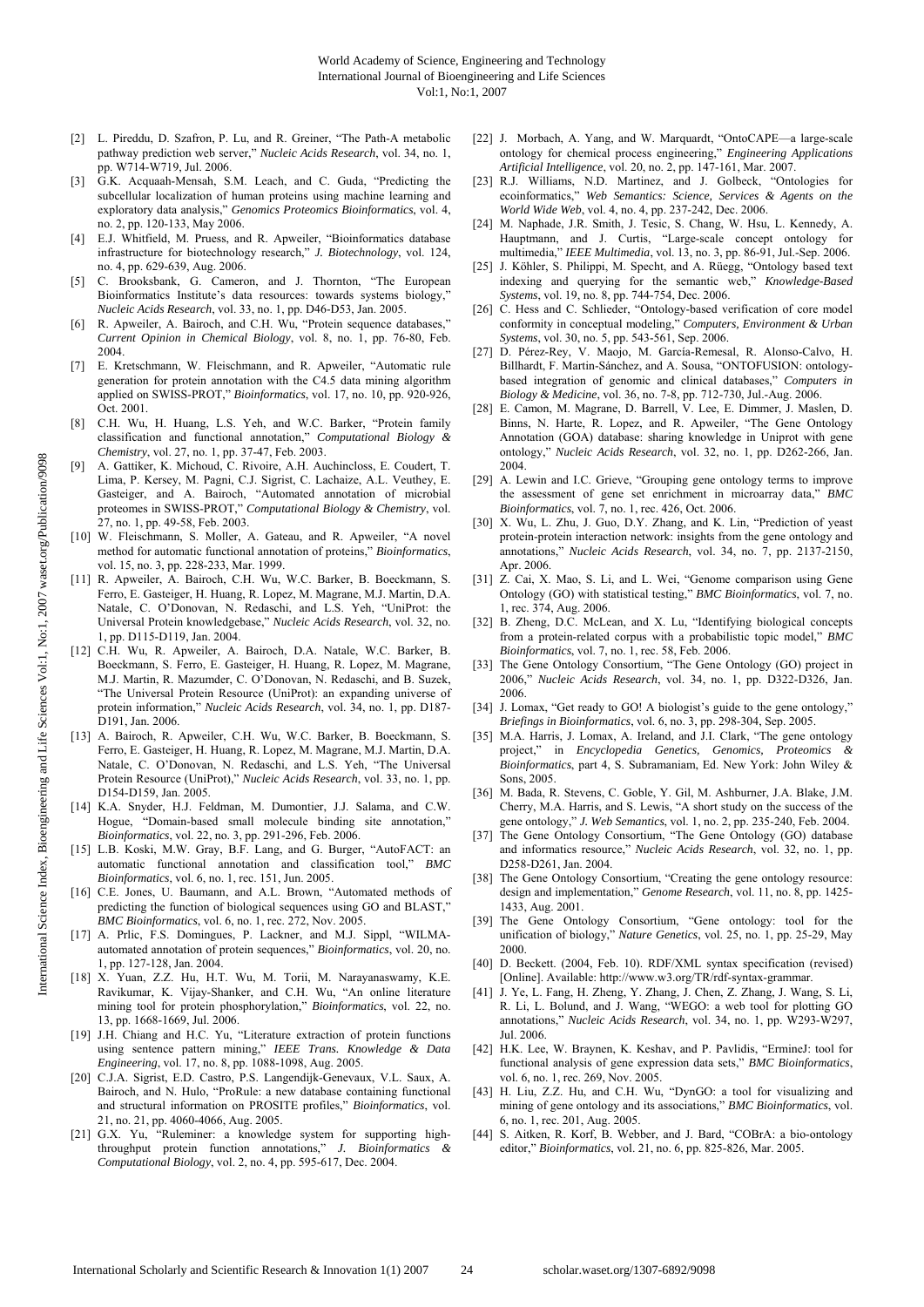[2] L. Pireddu, D. Szafron, P. Lu, and R. Greiner, "The Path-A metabolic pathway prediction web server," *Nucleic Acids Research*, vol. 34, no. 1, pp. W714-W719, Jul. 2006.

[3] G.K. Acquaah-Mensah, S.M. Leach, and C. Guda, "Predicting the subcellular localization of human proteins using machine learning and exploratory data analysis," *Genomics Proteomics Bioinformatics*, vol. 4, no. 2, pp. 120-133, May 2006.

[4] E.J. Whitfield, M. Pruess, and R. Apweiler, "Bioinformatics database infrastructure for biotechnology research," *J. Biotechnology*, vol. 124, no. 4, pp. 629-639, Aug. 2006.

[5] C. Brooksbank, G. Cameron, and J. Thornton, "The European Bioinformatics Institute's data resources: towards systems biology," *Nucleic Acids Research*, vol. 33, no. 1, pp. D46-D53, Jan. 2005.

[6] R. Apweiler, A. Bairoch, and C.H. Wu, "Protein sequence databases," *Current Opinion in Chemical Biology*, vol. 8, no. 1, pp. 76-80, Feb. 2004.

[7] E. Kretschmann, W. Fleischmann, and R. Apweiler, "Automatic rule generation for protein annotation with the C4.5 data mining algorithm applied on SWISS-PROT," *Bioinformatics*, vol. 17, no. 10, pp. 920-926, Oct. 2001.

[8] C.H. Wu, H. Huang, L.S. Yeh, and W.C. Barker, "Protein family classification and functional annotation," *Computational Biology & Chemistry*, vol. 27, no. 1, pp. 37-47, Feb. 2003.

[9] A. Gattiker, K. Michoud, C. Rivoire, A.H. Auchincloss, E. Coudert, T. Lima, P. Kersey, M. Pagni, C.J. Sigrist, C. Lachaize, A.L. Veuthey, E. Gasteiger, and A. Bairoch, "Automated annotation of microbial proteomes in SWISS-PROT," *Computational Biology & Chemistry*, vol. 27, no. 1, pp. 49-58, Feb. 2003.

[10] W. Fleischmann, S. Moller, A. Gateau, and R. Apweiler, "A novel method for automatic functional annotation of proteins," *Bioinformatics*, vol. 15, no. 3, pp. 228-233, Mar. 1999.

[11] R. Apweiler, A. Bairoch, C.H. Wu, W.C. Barker, B. Boeckmann, S. Ferro, E. Gasteiger, H. Huang, R. Lopez, M. Magrane, M.J. Martin, D.A. Natale, C. O'Donovan, N. Redaschi, and L.S. Yeh, "UniProt: the Universal Protein knowledgebase," *Nucleic Acids Research*, vol. 32, no. 1, pp. D115-D119, Jan. 2004.

[12] C.H. Wu, R. Apweiler, A. Bairoch, D.A. Natale, W.C. Barker, B. Boeckmann, S. Ferro, E. Gasteiger, H. Huang, R. Lopez, M. Magrane, M.J. Martin, R. Mazumder, C. O'Donovan, N. Redaschi, and B. Suzek, "The Universal Protein Resource (UniProt): an expanding universe of protein information," *Nucleic Acids Research*, vol. 34, no. 1, pp. D187-D191, Jan. 2006.

[13] A. Bairoch, R. Apweiler, C.H. Wu, W.C. Barker, B. Boeckmann, S. Ferro, E. Gasteiger, H. Huang, R. Lopez, M. Magrane, M.J. Martin, D.A. Natale, C. O'Donovan, N. Redaschi, and L.S. Yeh, "The Universal Protein Resource (UniProt)," *Nucleic Acids Research*, vol. 33, no. 1, pp. D154-D159, Jan. 2005.

[14] K.A. Snyder, H.J. Feldman, M. Dumontier, J.J. Salama, and C.W. Hogue, "Domain-based small molecule binding site annotation," *Bioinformatics*, vol. 22, no. 3, pp. 291-296, Feb. 2006.

[15] L.B. Koski, M.W. Gray, B.F. Lang, and G. Burger, "AutoFACT: an automatic functional annotation and classification tool," *BMC Bioinformatics*, vol. 6, no. 1, rec. 151, Jun. 2005.

[16] C.E. Jones, U. Baumann, and A.L. Brown, "Automated methods of predicting the function of biological sequences using GO and BLAST," *BMC Bioinformatics*, vol. 6, no. 1, rec. 272, Nov. 2005.

[17] A. Prlic, F.S. Domingues, P. Lackner, and M.J. Sippl, "WILMA-automated annotation of protein sequences," *Bioinformatics*, vol. 20, no. 1, pp. 127-128, Jan. 2004.

[18] X. Yuan, Z.Z. Hu, H.T. Wu, M. Torii, M. Narayanaswamy, K.E. Ravikumar, K. Vijay-Shanker, and C.H. Wu, "An online literature mining tool for protein phosphorylation," *Bioinformatics*, vol. 22, no. 13, pp. 1668-1669, Jul. 2006.

[19] J.H. Chiang and H.C. Yu, "Literature extraction of protein functions using sentence pattern mining," *IEEE Trans. Knowledge & Data Engineering*, vol. 17, no. 8, pp. 1088-1098, Aug. 2005.

[20] C.J.A. Sigrist, E.D. Castro, P.S. Langendijk-Genevaux, V.L. Saux, A. Bairoch, and N. Hulo, "ProRule: a new database containing functional and structural information on PROSITE profiles," *Bioinformatics*, vol. 21, no. 21, pp. 4060-4066, Aug. 2005.

[21] G.X. Yu, "Ruleminer: a knowledge system for supporting high-throughput protein function annotations," *J. Bioinformatics & Computational Biology*, vol. 2, no. 4, pp. 595-617, Dec. 2004.

[22] J. Morbach, A. Yang, and W. Marquardt, "OntoCAPE—a large-scale ontology for chemical process engineering," *Engineering Applications Artificial Intelligence*, vol. 20, no. 2, pp. 147-161, Mar. 2007.

[23] R.J. Williams, N.D. Martinez, and J. Golbeck, "Ontologies for ecoinformatics," *Web Semantics: Science, Services & Agents on the World Wide Web*, vol. 4, no. 4, pp. 237-242, Dec. 2006.

[24] M. Naphade, J.R. Smith, J. Tesic, S. Chang, W. Hsu, L. Kennedy, A. Hauptmann, and J. Curtis, "Large-scale concept ontology for multimedia," *IEEE Multimedia*, vol. 13, no. 3, pp. 86-91, Jul.-Sep. 2006.

[25] J. Köhler, S. Philippi, M. Specht, and A. Rüegg, "Ontology based text indexing and querying for the semantic web," *Knowledge-Based Systems*, vol. 19, no. 8, pp. 744-754, Dec. 2006.

[26] C. Hess and C. Schlieder, "Ontology-based verification of core model conformity in conceptual modeling," *Computers, Environment & Urban Systems*, vol. 30, no. 5, pp. 543-561, Sep. 2006.

[27] D. Pérez-Rey, V. Maojo, M. García-Remesal, R. Alonso-Calvo, H. Billhardt, F. Martin-Sánchez, and A. Sousa, "ONTOFUSION: ontology-based integration of genomic and clinical databases," *Computers in Biology & Medicine*, vol. 36, no. 7-8, pp. 712-730, Jul.-Aug. 2006.

[28] E. Camon, M. Magrane, D. Barrell, V. Lee, E. Dimmer, J. Maslen, D. Binns, N. Harte, R. Lopez, and R. Apweiler, "The Gene Ontology Annotation (GOA) database: sharing knowledge in Uniprot with gene ontology," *Nucleic Acids Research*, vol. 32, no. 1, pp. D262-266, Jan. 2004.

[29] A. Lewin and I.C. Grieve, "Grouping gene ontology terms to improve the assessment of gene set enrichment in microarray data," *BMC Bioinformatics*, vol. 7, no. 1, rec. 426, Oct. 2006.

[30] X. Wu, L. Zhu, J. Guo, D.Y. Zhang, and K. Lin, "Prediction of yeast protein-protein interaction network: insights from the gene ontology and annotations," *Nucleic Acids Research*, vol. 34, no. 7, pp. 2137-2150, Apr. 2006.

[31] Z. Cai, X. Mao, S. Li, and L. Wei, "Genome comparison using Gene Ontology (GO) with statistical testing," *BMC Bioinformatics*, vol. 7, no. 1, rec. 374, Aug. 2006.

[32] B. Zheng, D.C. McLean, and X. Lu, "Identifying biological concepts from a protein-related corpus with a probabilistic topic model," *BMC Bioinformatics*, vol. 7, no. 1, rec. 58, Feb. 2006.

[33] The Gene Ontology Consortium, "The Gene Ontology (GO) project in 2006," *Nucleic Acids Research*, vol. 34, no. 1, pp. D322-D326, Jan. 2006.

[34] J. Lomax, "Get ready to GO! A biologist's guide to the gene ontology," *Briefings in Bioinformatics*, vol. 6, no. 3, pp. 298-304, Sep. 2005.

[35] M.A. Harris, J. Lomax, A. Ireland, and J.I. Clark, "The gene ontology project," in *Encyclopedia Genetics, Genomics, Proteomics & Bioinformatics*, part 4, S. Subramaniam, Ed. New York: John Wiley & Sons, 2005.

[36] M. Bada, R. Stevens, C. Goble, Y. Gil, M. Ashburner, J.A. Blake, J.M. Cherry, M.A. Harris, and S. Lewis, "A short study on the success of the gene ontology," *J. Web Semantics*, vol. 1, no. 2, pp. 235-240, Feb. 2004.

[37] The Gene Ontology Consortium, "The Gene Ontology (GO) database and informatics resource," *Nucleic Acids Research*, vol. 32, no. 1, pp. D258-D261, Jan. 2004.

[38] The Gene Ontology Consortium, "Creating the gene ontology resource: design and implementation," *Genome Research*, vol. 11, no. 8, pp. 1425-1433, Aug. 2001.

[39] The Gene Ontology Consortium, "Gene ontology: tool for the unification of biology," *Nature Genetics*, vol. 25, no. 1, pp. 25-29, May 2000.

[40] D. Beckett. (2004, Feb. 10). RDF/XML syntax specification (revised) [Online]. Available: http://www.w3.org/TR/rdf-syntax-grammar.

[41] J. Ye, L. Fang, H. Zheng, Y. Zhang, J. Chen, Z. Zhang, J. Wang, S. Li, R. Li, L. Bolund, and J. Wang, "WEGO: a web tool for plotting GO annotations," *Nucleic Acids Research*, vol. 34, no. 1, pp. W293-W297, Jul. 2006.

[42] H.K. Lee, W. Braynen, K. Keshav, and P. Pavlidis, "ErmineJ: tool for functional analysis of gene expression data sets," *BMC Bioinformatics*, vol. 6, no. 1, rec. 269, Nov. 2005.

[43] H. Liu, Z.Z. Hu, and C.H. Wu, "DynGO: a tool for visualizing and mining of gene ontology and its associations," *BMC Bioinformatics*, vol. 6, no. 1, rec. 201, Aug. 2005.

[44] S. Aitken, R. Korf, B. Webber, and J. Bard, "COBrA: a bio-ontology editor," *Bioinformatics*, vol. 21, no. 6, pp. 825-826, Mar. 2005.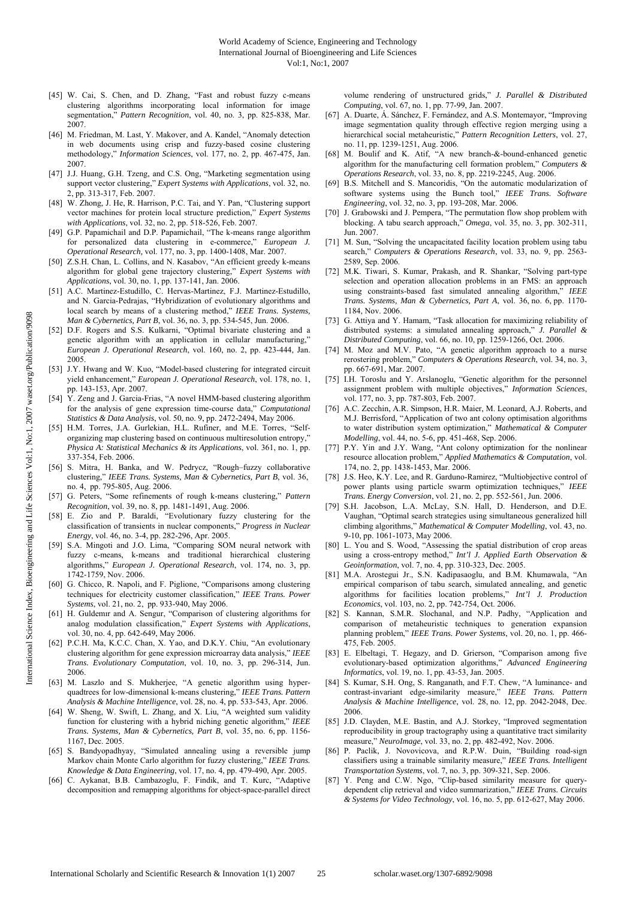[45] W. Cai, S. Chen, and D. Zhang, "Fast and robust fuzzy c-means clustering algorithms incorporating local information for image segmentation," *Pattern Recognition*, vol. 40, no. 3, pp. 825-838, Mar. 2007.

[46] M. Friedman, M. Last, Y. Makover, and A. Kandel, "Anomaly detection in web documents using crisp and fuzzy-based cosine clustering methodology," *Information Sciences*, vol. 177, no. 2, pp. 467-475, Jan. 2007.

[47] J.J. Huang, G.H. Tzeng, and C.S. Ong, "Marketing segmentation using support vector clustering," *Expert Systems with Applications*, vol. 32, no. 2, pp. 313-317, Feb. 2007.

[48] W. Zhong, J. He, R. Harrison, P.C. Tai, and Y. Pan, "Clustering support vector machines for protein local structure prediction," *Expert Systems with Applications*, vol. 32, no. 2, pp. 518-526, Feb. 2007.

[49] G.P. Papamichail and D.P. Papamichail, "The k-means range algorithm for personalized data clustering in e-commerce," *European J. Operational Research,* vol. 177, no. 3, pp. 1400-1408, Mar. 2007.

[50] Z.S.H. Chan, L. Collins, and N. Kasabov, "An efficient greedy k-means algorithm for global gene trajectory clustering," *Expert Systems with Applications*, vol. 30, no. 1, pp. 137-141, Jan. 2006.

[51] A.C. Martinez-Estudillo, C. Hervas-Martinez, F.J. Martinez-Estudillo, and N. Garcia-Pedrajas, "Hybridization of evolutionary algorithms and local search by means of a clustering method," *IEEE Trans. Systems, Man & Cybernetics, Part B*, vol. 36, no. 3, pp. 534-545, Jun. 2006.

[52] D.F. Rogers and S.S. Kulkarni, "Optimal bivariate clustering and a genetic algorithm with an application in cellular manufacturing," *European J. Operational Research*, vol. 160, no. 2, pp. 423-444, Jan. 2005.

[53] J.Y. Hwang and W. Kuo, "Model-based clustering for integrated circuit yield enhancement," *European J. Operational Research*, vol. 178, no. 1, pp. 143-153, Apr. 2007.

[54] Y. Zeng and J. Garcia-Frias, "A novel HMM-based clustering algorithm for the analysis of gene expression time-course data," *Computational Statistics & Data Analysis*, vol. 50, no. 9, pp. 2472-2494, May 2006.

[55] H.M. Torres, J.A. Gurlekian, H.L. Rufiner, and M.E. Torres, "Self-organizing map clustering based on continuous multiresolution entropy," *Physica A: Statistical Mechanics & its Applications*, vol. 361, no. 1, pp. 337-354, Feb. 2006.

[56] S. Mitra, H. Banka, and W. Pedrycz, "Rough–fuzzy collaborative clustering," *IEEE Trans. Systems, Man & Cybernetics, Part B*, vol. 36, no. 4, pp. 795-805, Aug. 2006.

[57] G. Peters, "Some refinements of rough k-means clustering," *Pattern Recognition*, vol. 39, no. 8, pp. 1481-1491, Aug. 2006.

[58] E. Zio and P. Baraldi, "Evolutionary fuzzy clustering for the classification of transients in nuclear components," *Progress in Nuclear Energy*, vol. 46, no. 3-4, pp. 282-296, Apr. 2005.

[59] S.A. Mingoti and J.O. Lima, "Comparing SOM neural network with fuzzy c-means, k-means and traditional hierarchical clustering algorithms," *European J. Operational Research*, vol. 174, no. 3, pp. 1742-1759, Nov. 2006.

[60] G. Chicco, R. Napoli, and F. Piglione, "Comparisons among clustering techniques for electricity customer classification," *IEEE Trans. Power Systems*, vol. 21, no. 2, pp. 933-940, May 2006.

[61] H. Guldemır and A. Sengur, "Comparison of clustering algorithms for analog modulation classification," *Expert Systems with Applications*, vol. 30, no. 4, pp. 642-649, May 2006.

[62] P.C.H. Ma, K.C.C. Chan, X. Yao, and D.K.Y. Chiu, "An evolutionary clustering algorithm for gene expression microarray data analysis," *IEEE Trans. Evolutionary Computation*, vol. 10, no. 3, pp. 296-314, Jun. 2006.

[63] M. Laszlo and S. Mukherjee, "A genetic algorithm using hyper-quadtrees for low-dimensional k-means clustering," *IEEE Trans. Pattern Analysis & Machine Intelligence*, vol. 28, no. 4, pp. 533-543, Apr. 2006.

[64] W. Sheng, W. Swift, L. Zhang, and X. Liu, "A weighted sum validity function for clustering with a hybrid niching genetic algorithm," *IEEE Trans. Systems, Man & Cybernetics, Part B*, vol. 35, no. 6, pp. 1156-1167, Dec. 2005.

[65] S. Bandyopadhyay, "Simulated annealing using a reversible jump Markov chain Monte Carlo algorithm for fuzzy clustering," *IEEE Trans. Knowledge & Data Engineering*, vol. 17, no. 4, pp. 479-490, Apr. 2005.

[66] C. Aykanat, B.B. Cambazoglu, F. Findik, and T. Kurc, "Adaptive decomposition and remapping algorithms for object-space-parallel direct volume rendering of unstructured grids," *J. Parallel & Distributed Computing*, vol. 67, no. 1, pp. 77-99, Jan. 2007.

[67] A. Duarte, Á. Sánchez, F. Fernández, and A.S. Montemayor, "Improving image segmentation quality through effective region merging using a hierarchical social metaheuristic," *Pattern Recognition Letters*, vol. 27, no. 11, pp. 1239-1251, Aug. 2006.

[68] M. Boulif and K. Atif, "A new branch-&-bound-enhanced genetic algorithm for the manufacturing cell formation problem," *Computers & Operations Research*, vol. 33, no. 8, pp. 2219-2245, Aug. 2006.

[69] B.S. Mitchell and S. Mancoridis, "On the automatic modularization of software systems using the Bunch tool," *IEEE Trans. Software Engineering*, vol. 32, no. 3, pp. 193-208, Mar. 2006.

[70] J. Grabowski and J. Pempera, "The permutation flow shop problem with blocking. A tabu search approach," *Omega*, vol. 35, no. 3, pp. 302-311, Jun. 2007.

[71] M. Sun, "Solving the uncapacitated facility location problem using tabu search," *Computers & Operations Research*, vol. 33, no. 9, pp. 2563-2589, Sep. 2006.

[72] M.K. Tiwari, S. Kumar, Prakash, and R. Shankar, "Solving part-type selection and operation allocation problems in an FMS: an approach using constraints-based fast simulated annealing algorithm," *IEEE Trans. Systems, Man & Cybernetics, Part A*, vol. 36, no. 6, pp. 1170-1184, Nov. 2006.

[73] G. Attiya and Y. Hamam, "Task allocation for maximizing reliability of distributed systems: a simulated annealing approach," *J. Parallel & Distributed Computing*, vol. 66, no. 10, pp. 1259-1266, Oct. 2006.

[74] M. Moz and M.V. Pato, "A genetic algorithm approach to a nurse rerostering problem," *Computers & Operations Research*, vol. 34, no. 3, pp. 667-691, Mar. 2007.

[75] I.H. Toroslu and Y. Arslanoglu, "Genetic algorithm for the personnel assignment problem with multiple objectives," *Information Sciences*, vol. 177, no. 3, pp. 787-803, Feb. 2007.

[76] A.C. Zecchin, A.R. Simpson, H.R. Maier, M. Leonard, A.J. Roberts, and M.J. Berrisford, "Application of two ant colony optimisation algorithms to water distribution system optimization," *Mathematical & Computer Modelling*, vol. 44, no. 5-6, pp. 451-468, Sep. 2006.

[77] P.Y. Yin and J.Y. Wang, "Ant colony optimization for the nonlinear resource allocation problem," *Applied Mathematics & Computation*, vol. 174, no. 2, pp. 1438-1453, Mar. 2006.

[78] J.S. Heo, K.Y. Lee, and R. Garduno-Ramirez, "Multiobjective control of power plants using particle swarm optimization techniques," *IEEE Trans. Energy Conversion*, vol. 21, no. 2, pp. 552-561, Jun. 2006.

[79] S.H. Jacobson, L.A. McLay, S.N. Hall, D. Henderson, and D.E. Vaughan, "Optimal search strategies using simultaneous generalized hill climbing algorithms," *Mathematical & Computer Modelling*, vol. 43, no. 9-10, pp. 1061-1073, May 2006.

[80] L. You and S. Wood, "Assessing the spatial distribution of crop areas using a cross-entropy method," *Int'l J. Applied Earth Observation & Geoinformation*, vol. 7, no. 4, pp. 310-323, Dec. 2005.

[81] M.A. Arostegui Jr., S.N. Kadipasaoglu, and B.M. Khumawala, "An empirical comparison of tabu search, simulated annealing, and genetic algorithms for facilities location problems," *Int'l J. Production Economics*, vol. 103, no. 2, pp. 742-754, Oct. 2006.

[82] S. Kannan, S.M.R. Slochanal, and N.P. Padhy, "Application and comparison of metaheuristic techniques to generation expansion planning problem," *IEEE Trans. Power Systems*, vol. 20, no. 1, pp. 466-475, Feb. 2005.

[83] E. Elbeltagi, T. Hegazy, and D. Grierson, "Comparison among five evolutionary-based optimization algorithms," *Advanced Engineering Informatics*, vol. 19, no. 1, pp. 43-53, Jan. 2005.

[84] S. Kumar, S.H. Ong, S. Ranganath, and F.T. Chew, "A luminance- and contrast-invariant edge-similarity measure," *IEEE Trans. Pattern Analysis & Machine Intelligence*, vol. 28, no. 12, pp. 2042-2048, Dec. 2006.

[85] J.D. Clayden, M.E. Bastin, and A.J. Storkey, "Improved segmentation reproducibility in group tractography using a quantitative tract similarity measure," *NeuroImage*, vol. 33, no. 2, pp. 482-492, Nov. 2006.

[86] P. Paclik, J. Novovicova, and R.P.W. Duin, "Building road-sign classifiers using a trainable similarity measure," *IEEE Trans. Intelligent Transportation Systems*, vol. 7, no. 3, pp. 309-321, Sep. 2006.

[87] Y. Peng and C.W. Ngo, "Clip-based similarity measure for query-dependent clip retrieval and video summarization," *IEEE Trans. Circuits & Systems for Video Technology*, vol. 16, no. 5, pp. 612-627, May 2006.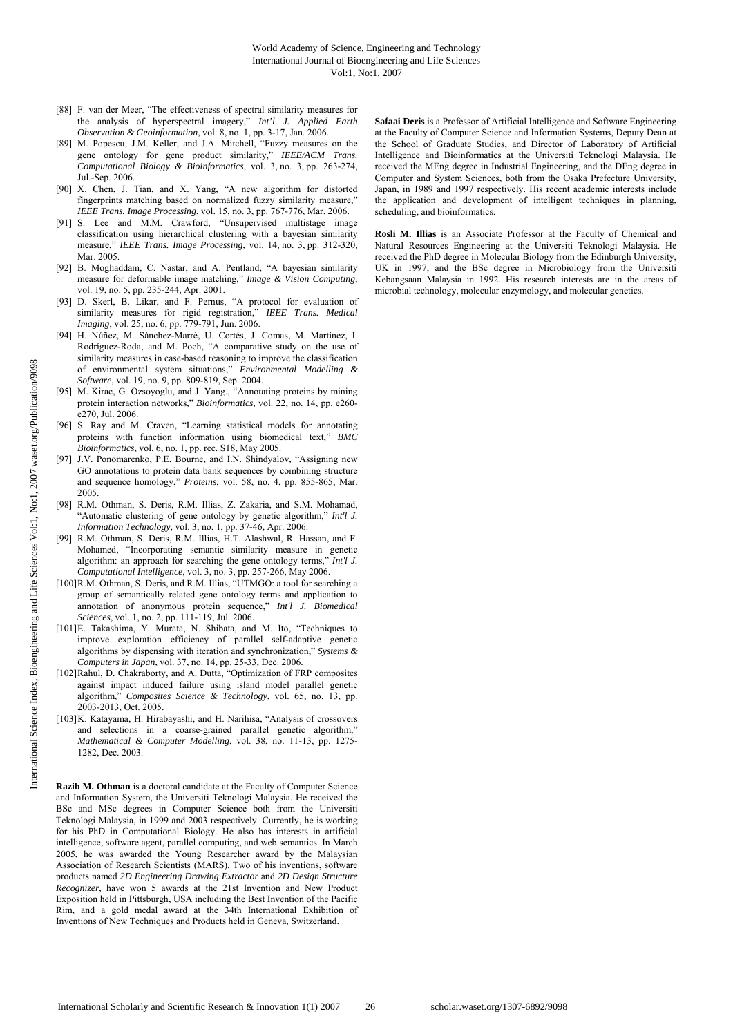[88] F. van der Meer, "The effectiveness of spectral similarity measures for the analysis of hyperspectral imagery," *Int'l J. Applied Earth Observation & Geoinformation*, vol. 8, no. 1, pp. 3-17, Jan. 2006.

[89] M. Popescu, J.M. Keller, and J.A. Mitchell, "Fuzzy measures on the gene ontology for gene product similarity," *IEEE/ACM Trans. Computational Biology & Bioinformatics*, vol. 3, no. 3, pp. 263-274, Jul.-Sep. 2006.

[90] X. Chen, J. Tian, and X. Yang, "A new algorithm for distorted fingerprints matching based on normalized fuzzy similarity measure," *IEEE Trans. Image Processing*, vol. 15, no. 3, pp. 767-776, Mar. 2006.

[91] S. Lee and M.M. Crawford, "Unsupervised multistage image classification using hierarchical clustering with a bayesian similarity measure," *IEEE Trans. Image Processing*, vol. 14, no. 3, pp. 312-320, Mar. 2005.

[92] B. Moghaddam, C. Nastar, and A. Pentland, "A bayesian similarity measure for deformable image matching," *Image & Vision Computing*, vol. 19, no. 5, pp. 235-244, Apr. 2001.

[93] D. Skerl, B. Likar, and F. Pernus, "A protocol for evaluation of similarity measures for rigid registration," *IEEE Trans. Medical Imaging*, vol. 25, no. 6, pp. 779-791, Jun. 2006.

[94] H. Núñez, M. Sànchez-Marrè, U. Cortés, J. Comas, M. Martínez, I. Rodríguez-Roda, and M. Poch, "A comparative study on the use of similarity measures in case-based reasoning to improve the classification of environmental system situations," *Environmental Modelling & Software*, vol. 19, no. 9, pp. 809-819, Sep. 2004.

[95] M. Kirac, G. Ozsoyoglu, and J. Yang., "Annotating proteins by mining protein interaction networks," *Bioinformatics*, vol. 22, no. 14, pp. e260-e270, Jul. 2006.

[96] S. Ray and M. Craven, "Learning statistical models for annotating proteins with function information using biomedical text," *BMC Bioinformatics*, vol. 6, no. 1, pp. rec. S18, May 2005.

[97] J.V. Ponomarenko, P.E. Bourne, and I.N. Shindyalov, "Assigning new GO annotations to protein data bank sequences by combining structure and sequence homology," *Proteins*, vol. 58, no. 4, pp. 855-865, Mar. 2005.

[98] R.M. Othman, S. Deris, R.M. Illias, Z. Zakaria, and S.M. Mohamad, "Automatic clustering of gene ontology by genetic algorithm," *Int'l J. Information Technology*, vol. 3, no. 1, pp. 37-46, Apr. 2006.

[99] R.M. Othman, S. Deris, R.M. Illias, H.T. Alashwal, R. Hassan, and F. Mohamed, "Incorporating semantic similarity measure in genetic algorithm: an approach for searching the gene ontology terms," *Int'l J. Computational Intelligence*, vol. 3, no. 3, pp. 257-266, May 2006.

[100] R.M. Othman, S. Deris, and R.M. Illias, "UTMGO: a tool for searching a group of semantically related gene ontology terms and application to annotation of anonymous protein sequence," *Int'l J. Biomedical Sciences*, vol. 1, no. 2, pp. 111-119, Jul. 2006.

[101] E. Takashima, Y. Murata, N. Shibata, and M. Ito, "Techniques to improve exploration efficiency of parallel self-adaptive genetic algorithms by dispensing with iteration and synchronization," *Systems & Computers in Japan*, vol. 37, no. 14, pp. 25-33, Dec. 2006.

[102] Rahul, D. Chakraborty, and A. Dutta, "Optimization of FRP composites against impact induced failure using island model parallel genetic algorithm," *Composites Science & Technology*, vol. 65, no. 13, pp. 2003-2013, Oct. 2005.

[103] K. Katayama, H. Hirabayashi, and H. Narihisa, "Analysis of crossovers and selections in a coarse-grained parallel genetic algorithm," *Mathematical & Computer Modelling*, vol. 38, no. 11-13, pp. 1275-1282, Dec. 2003.

**Razib M. Othman** is a doctoral candidate at the Faculty of Computer Science and Information System, the Universiti Teknologi Malaysia. He received the BSc and MSc degrees in Computer Science both from the Universiti Teknologi Malaysia, in 1999 and 2003 respectively. Currently, he is working for his PhD in Computational Biology. He also has interests in artificial intelligence, software agent, parallel computing, and web semantics. In March 2005, he was awarded the Young Researcher award by the Malaysian Association of Research Scientists (MARS). Two of his inventions, software products named *2D Engineering Drawing Extractor* and *2D Design Structure Recognizer*, have won 5 awards at the 21st Invention and New Product Exposition held in Pittsburgh, USA including the Best Invention of the Pacific Rim, and a gold medal award at the 34th International Exhibition of Inventions of New Techniques and Products held in Geneva, Switzerland.

**Safaai Deris** is a Professor of Artificial Intelligence and Software Engineering at the Faculty of Computer Science and Information Systems, Deputy Dean at the School of Graduate Studies, and Director of Laboratory of Artificial Intelligence and Bioinformatics at the Universiti Teknologi Malaysia. He received the MEng degree in Industrial Engineering, and the DEng degree in Computer and System Sciences, both from the Osaka Prefecture University, Japan, in 1989 and 1997 respectively. His recent academic interests include the application and development of intelligent techniques in planning, scheduling, and bioinformatics.

**Rosli M. Illias** is an Associate Professor at the Faculty of Chemical and Natural Resources Engineering at the Universiti Teknologi Malaysia. He received the PhD degree in Molecular Biology from the Edinburgh University, UK in 1997, and the BSc degree in Microbiology from the Universiti Kebangsaan Malaysia in 1992. His research interests are in the areas of microbial technology, molecular enzymology, and molecular genetics.